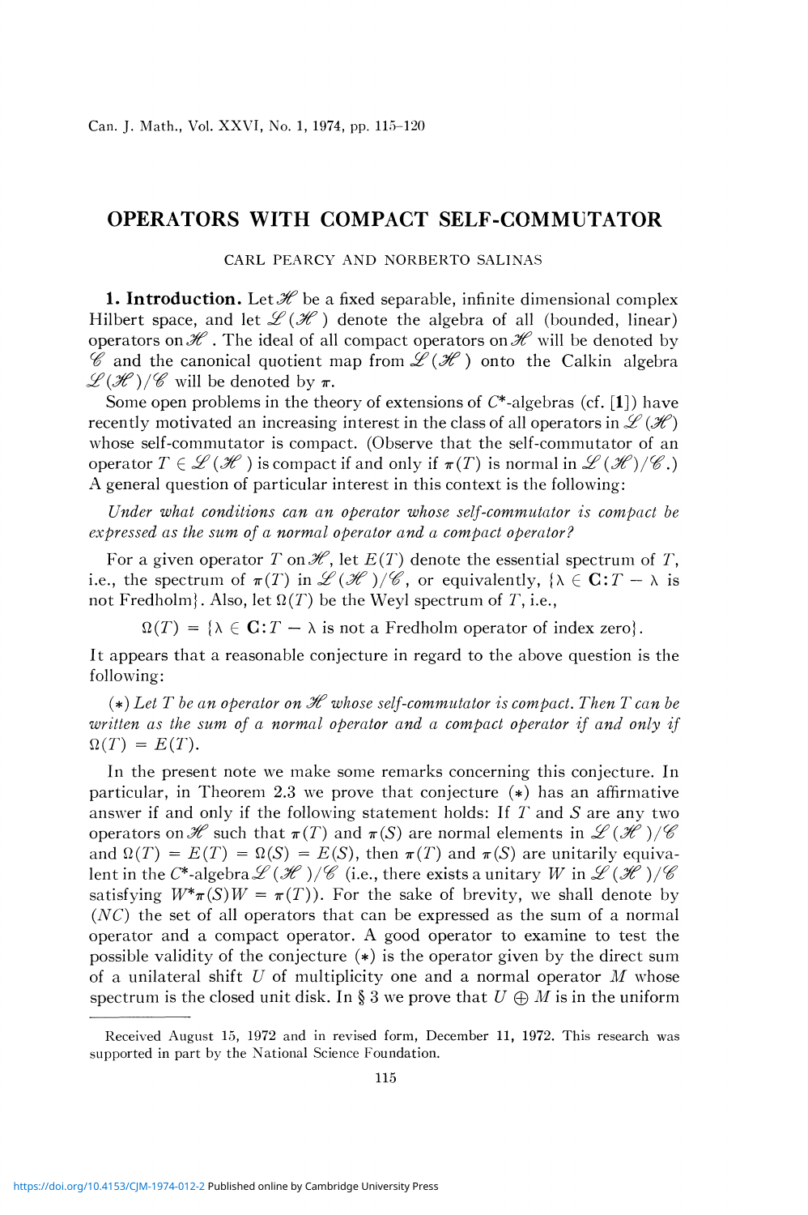# OPERATORS WITH COMPACT SELF-COMMUTATOR

CARL PEARCY AND NORBERTO SALINAS

**1. Introduction.** Let $\mathscr{H}$ be a fixed separable, infinite dimensional complex Hilbert space, and let $\mathscr{L}(\mathscr{H})$ denote the algebra of all (bounded, linear) operators on $\mathscr{H}$. The ideal of all compact operators on $\mathscr{H}$ will be denoted by $\mathscr{C}$ and the canonical quotient map from $\mathscr{L}(\mathscr{H})$ onto the Calkin algebra $\mathscr{L}(\mathscr{H})/\mathscr{C}$ will be denoted by $\pi$.

Some open problems in the theory of extensions of $C^*$-algebras (cf. [**1**]) have recently motivated an increasing interest in the class of all operators in $\mathscr{L}(\mathscr{H})$ whose self-commutator is compact. (Observe that the self-commutator of an operator $T \in \mathscr{L}(\mathscr{H})$ is compact if and only if $\pi(T)$ is normal in $\mathscr{L}(\mathscr{H})/\mathscr{C}$.) A general question of particular interest in this context is the following:

*Under what conditions can an operator whose self-commutator is compact be expressed as the sum of a normal operator and a compact operator?*

For a given operator $T$ on $\mathscr{H}$, let $E(T)$ denote the essential spectrum of $T$, i.e., the spectrum of $\pi(T)$ in $\mathscr{L}(\mathscr{H})/\mathscr{C}$, or equivalently, $\{\lambda \in \mathbf{C}: T - \lambda \text{ is not Fredholm}\}$. Also, let $\Omega(T)$ be the Weyl spectrum of $T$, i.e.,

$$\Omega(T) = \{\lambda \in \mathbf{C}: T - \lambda \text{ is not a Fredholm operator of index zero}\}.$$

It appears that a reasonable conjecture in regard to the above question is the following:

($*$) *Let $T$ be an operator on $\mathscr{H}$ whose self-commutator is compact. Then $T$ can be written as the sum of a normal operator and a compact operator if and only if $\Omega(T) = E(T)$.*

In the present note we make some remarks concerning this conjecture. In particular, in Theorem 2.3 we prove that conjecture ($*$) has an affirmative answer if and only if the following statement holds: If $T$ and $S$ are any two operators on $\mathscr{H}$ such that $\pi(T)$ and $\pi(S)$ are normal elements in $\mathscr{L}(\mathscr{H})/\mathscr{C}$ and $\Omega(T) = E(T) = \Omega(S) = E(S)$, then $\pi(T)$ and $\pi(S)$ are unitarily equivalent in the $C^*$-algebra $\mathscr{L}(\mathscr{H})/\mathscr{C}$ (i.e., there exists a unitary $W$ in $\mathscr{L}(\mathscr{H})/\mathscr{C}$ satisfying $W^*\pi(S)W = \pi(T)$). For the sake of brevity, we shall denote by $(NC)$ the set of all operators that can be expressed as the sum of a normal operator and a compact operator. A good operator to examine to test the possible validity of the conjecture ($*$) is the operator given by the direct sum of a unilateral shift $U$ of multiplicity one and a normal operator $M$ whose spectrum is the closed unit disk. In § 3 we prove that $U \oplus M$ is in the uniform

---

Received August 15, 1972 and in revised form, December 11, 1972. This research was supported in part by the National Science Foundation.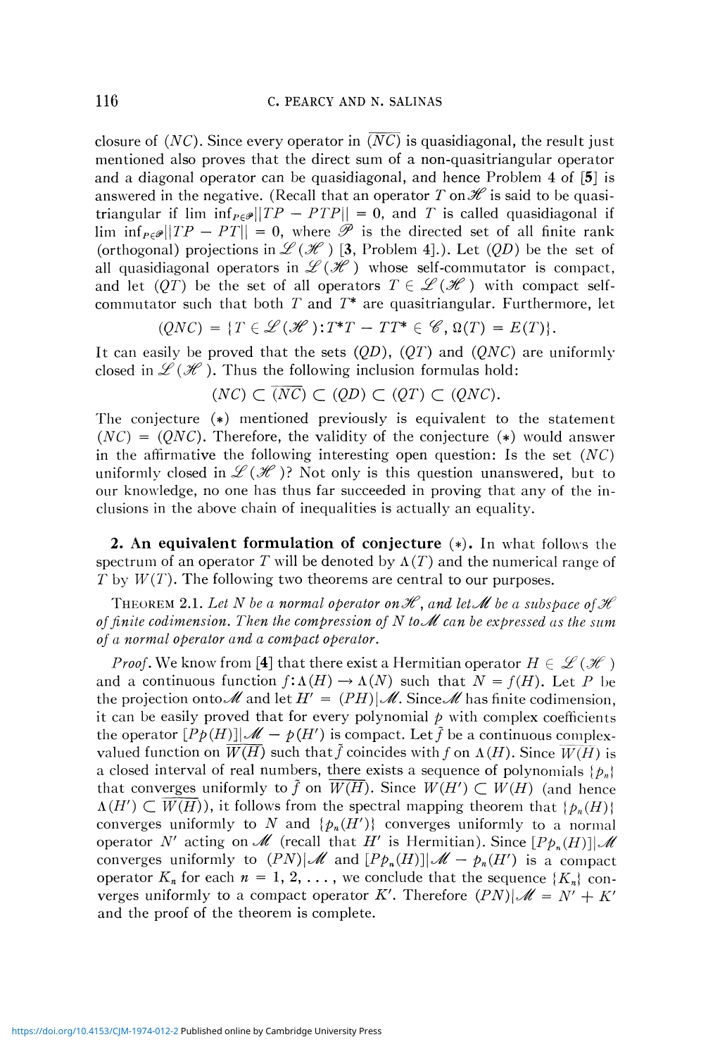closure of $(NC)$. Since every operator in $\overline{(NC)}$ is quasidiagonal, the result just mentioned also proves that the direct sum of a non-quasitriangular operator and a diagonal operator can be quasidiagonal, and hence Problem 4 of [**5**] is answered in the negative. (Recall that an operator $T$ on $\mathscr{H}$ is said to be quasitriangular if $\lim\inf_{P \in \mathscr{P}} \|TP - PTP\| = 0$, and $T$ is called quasidiagonal if $\lim\inf_{P\in\mathscr{P}} \|TP - PT\| = 0$, where $\mathscr{P}$ is the directed set of all finite rank (orthogonal) projections in $\mathscr{L}(\mathscr{H})$ [**3**, Problem 4].). Let $(QD)$ be the set of all quasidiagonal operators in $\mathscr{L}(\mathscr{H})$ whose self-commutator is compact, and let $(QT)$ be the set of all operators $T \in \mathscr{L}(\mathscr{H})$ with compact self-commutator such that both $T$ and $T^*$ are quasitriangular. Furthermore, let

$$(QNC) = \{T \in \mathscr{L}(\mathscr{H}) : T^*T - TT^* \in \mathscr{C}, \Omega(T) = E(T)\}.$$

It can easily be proved that the sets $(QD)$, $(QT)$ and $(QNC)$ are uniformly closed in $\mathscr{L}(\mathscr{H})$. Thus the following inclusion formulas hold:

$$(NC) \subset \overline{(NC)} \subset (QD) \subset (QT) \subset (QNC).$$

The conjecture $(*)$ mentioned previously is equivalent to the statement $(NC) = (QNC)$. Therefore, the validity of the conjecture $(*)$ would answer in the affirmative the following interesting open question: Is the set $(NC)$ uniformly closed in $\mathscr{L}(\mathscr{H})$? Not only is this question unanswered, but to our knowledge, no one has thus far succeeded in proving that any of the inclusions in the above chain of inequalities is actually an equality.

**2. An equivalent formulation of conjecture** $(*)$. In what follows the spectrum of an operator $T$ will be denoted by $\Lambda(T)$ and the numerical range of $T$ by $W(T)$. The following two theorems are central to our purposes.

THEOREM 2.1. *Let $N$ be a normal operator on $\mathscr{H}$, and let $\mathscr{M}$ be a subspace of $\mathscr{H}$ of finite codimension. Then the compression of $N$ to $\mathscr{M}$ can be expressed as the sum of a normal operator and a compact operator.*

*Proof.* We know from [**4**] that there exist a Hermitian operator $H \in \mathscr{L}(\mathscr{H})$ and a continuous function $f : \Lambda(H) \to \Lambda(N)$ such that $N = f(H)$. Let $P$ be the projection onto $\mathscr{M}$ and let $H' = (PH)|\mathscr{M}$. Since $\mathscr{M}$ has finite codimension, it can be easily proved that for every polynomial $p$ with complex coefficients the operator $[Pp(H)]|\mathscr{M} - p(H')$ is compact. Let $\tilde{f}$ be a continuous complex-valued function on $\overline{W(H)}$ such that $\tilde{f}$ coincides with $f$ on $\Lambda(H)$. Since $\overline{W(H)}$ is a closed interval of real numbers, there exists a sequence of polynomials $\{p_n\}$ that converges uniformly to $\tilde{f}$ on $\overline{W(H)}$. Since $W(H') \subset W(H)$ (and hence $\Lambda(H') \subset \overline{W(H)}$), it follows from the spectral mapping theorem that $\{p_n(H)\}$ converges uniformly to $N$ and $\{p_n(H')\}$ converges uniformly to a normal operator $N'$ acting on $\mathscr{M}$ (recall that $H'$ is Hermitian). Since $[Pp_n(H)]|\mathscr{M}$ converges uniformly to $(PN)|\mathscr{M}$ and $[Pp_n(H)]|\mathscr{M} - p_n(H')$ is a compact operator $K_n$ for each $n = 1, 2, \ldots$, we conclude that the sequence $\{K_n\}$ converges uniformly to a compact operator $K'$. Therefore $(PN)|\mathscr{M} = N' + K'$ and the proof of the theorem is complete.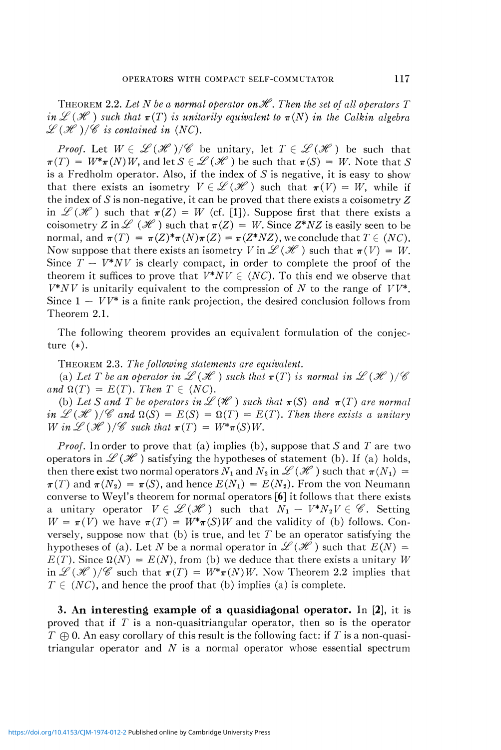THEOREM 2.2. *Let $N$ be a normal operator on $\mathscr{H}$. Then the set of all operators $T$ in $\mathscr{L}(\mathscr{H})$ such that $\pi(T)$ is unitarily equivalent to $\pi(N)$ in the Calkin algebra $\mathscr{L}(\mathscr{H})/\mathscr{C}$ is contained in $(NC)$.*

*Proof.* Let $W \in \mathscr{L}(\mathscr{H})/\mathscr{C}$ be unitary, let $T \in \mathscr{L}(\mathscr{H})$ be such that $\pi(T) = W^*\pi(N)W$, and let $S \in \mathscr{L}(\mathscr{H})$ be such that $\pi(S) = W$. Note that $S$ is a Fredholm operator. Also, if the index of $S$ is negative, it is easy to show that there exists an isometry $V \in \mathscr{L}(\mathscr{H})$ such that $\pi(V) = W$, while if the index of $S$ is non-negative, it can be proved that there exists a coisometry $Z$ in $\mathscr{L}(\mathscr{H})$ such that $\pi(Z) = W$ (cf. [**1**]). Suppose first that there exists a coisometry $Z$ in $\mathscr{L}(\mathscr{H})$ such that $\pi(Z) = W$. Since $Z^*NZ$ is easily seen to be normal, and $\pi(T) = \pi(Z)^*\pi(N)\pi(Z) = \pi(Z^*NZ)$, we conclude that $T \in (NC)$. Now suppose that there exists an isometry $V$ in $\mathscr{L}(\mathscr{H})$ such that $\pi(V) = W$. Since $T - V^*NV$ is clearly compact, in order to complete the proof of the theorem it suffices to prove that $V^*NV \in (NC)$. To this end we observe that $V^*NV$ is unitarily equivalent to the compression of $N$ to the range of $VV^*$. Since $1 - VV^*$ is a finite rank projection, the desired conclusion follows from Theorem 2.1.

The following theorem provides an equivalent formulation of the conjecture $(*)$.

THEOREM 2.3. *The following statements are equivalent.*

(a) *Let $T$ be an operator in $\mathscr{L}(\mathscr{H})$ such that $\pi(T)$ is normal in $\mathscr{L}(\mathscr{H})/\mathscr{C}$ and $\Omega(T) = E(T)$. Then $T \in (NC)$.*

(b) *Let $S$ and $T$ be operators in $\mathscr{L}(\mathscr{H})$ such that $\pi(S)$ and $\pi(T)$ are normal in $\mathscr{L}(\mathscr{H})/\mathscr{C}$ and $\Omega(S) = E(S) = \Omega(T) = E(T)$. Then there exists a unitary $W$ in $\mathscr{L}(\mathscr{H})/\mathscr{C}$ such that $\pi(T) = W^*\pi(S)W$.*

*Proof.* In order to prove that (a) implies (b), suppose that $S$ and $T$ are two operators in $\mathscr{L}(\mathscr{H})$ satisfying the hypotheses of statement (b). If (a) holds, then there exist two normal operators $N_1$ and $N_2$ in $\mathscr{L}(\mathscr{H})$ such that $\pi(N_1) = \pi(T)$ and $\pi(N_2) = \pi(S)$, and hence $E(N_1) = E(N_2)$. From the von Neumann converse to Weyl's theorem for normal operators [**6**] it follows that there exists a unitary operator $V \in \mathscr{L}(\mathscr{H})$ such that $N_1 - V^*N_2V \in \mathscr{C}$. Setting $W = \pi(V)$ we have $\pi(T) = W^*\pi(S)W$ and the validity of (b) follows. Conversely, suppose now that (b) is true, and let $T$ be an operator satisfying the hypotheses of (a). Let $N$ be a normal operator in $\mathscr{L}(\mathscr{H})$ such that $E(N) = E(T)$. Since $\Omega(N) = E(N)$, from (b) we deduce that there exists a unitary $W$ in $\mathscr{L}(\mathscr{H})/\mathscr{C}$ such that $\pi(T) = W^*\pi(N)W$. Now Theorem 2.2 implies that $T \in (NC)$, and hence the proof that (b) implies (a) is complete.

**3. An interesting example of a quasidiagonal operator.** In [**2**], it is proved that if $T$ is a non-quasitriangular operator, then so is the operator $T \oplus 0$. An easy corollary of this result is the following fact: if $T$ is a non-quasitriangular operator and $N$ is a normal operator whose essential spectrum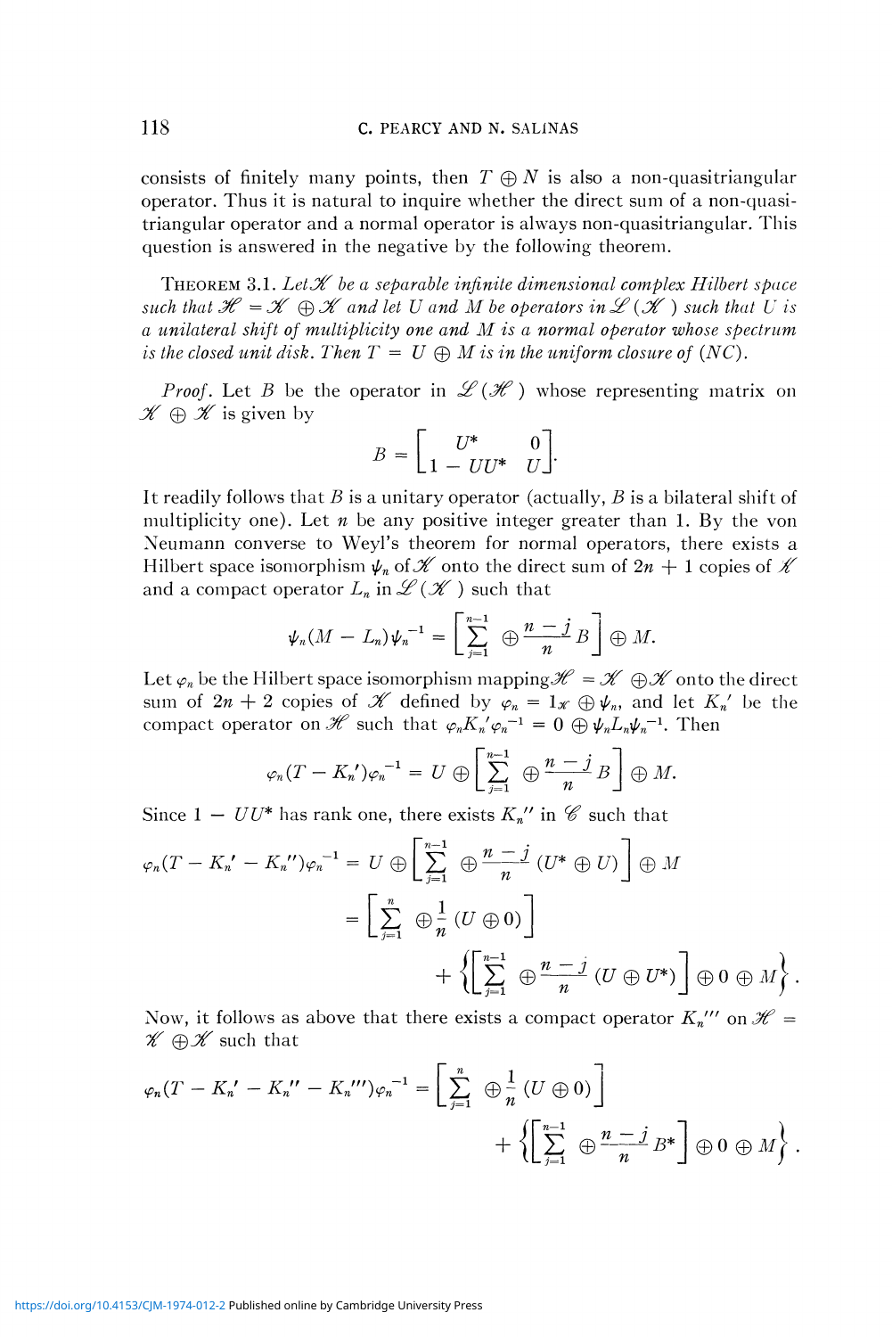consists of finitely many points, then $T \oplus N$ is also a non-quasitriangular operator. Thus it is natural to inquire whether the direct sum of a non-quasitriangular operator and a normal operator is always non-quasitriangular. This question is answered in the negative by the following theorem.

THEOREM 3.1. *Let $\mathscr{H}$ be a separable infinite dimensional complex Hilbert space such that $\mathscr{H} = \mathscr{K} \oplus \mathscr{K}$ and let $U$ and $M$ be operators in $\mathscr{L}(\mathscr{K})$ such that $U$ is a unilateral shift of multiplicity one and $M$ is a normal operator whose spectrum is the closed unit disk. Then $T = U \oplus M$ is in the uniform closure of $(NC)$.*

*Proof.* Let $B$ be the operator in $\mathscr{L}(\mathscr{H})$ whose representing matrix on $\mathscr{K} \oplus \mathscr{K}$ is given by

$$B = \begin{bmatrix} U^* & 0 \\ 1 - UU^* & U \end{bmatrix}.$$

It readily follows that $B$ is a unitary operator (actually, $B$ is a bilateral shift of multiplicity one). Let $n$ be any positive integer greater than 1. By the von Neumann converse to Weyl's theorem for normal operators, there exists a Hilbert space isomorphism $\psi_n$ of $\mathscr{K}$ onto the direct sum of $2n + 1$ copies of $\mathscr{K}$ and a compact operator $L_n$ in $\mathscr{L}(\mathscr{K})$ such that

$$\psi_n(M - L_n)\psi_n^{-1} = \left[\sum_{j=1}^{n-1} \oplus \frac{n-j}{n} B\right] \oplus M.$$

Let $\varphi_n$ be the Hilbert space isomorphism mapping $\mathscr{H} = \mathscr{K} \oplus \mathscr{K}$ onto the direct sum of $2n + 2$ copies of $\mathscr{K}$ defined by $\varphi_n = 1_{\mathscr{K}} \oplus \psi_n$, and let $K_n'$ be the compact operator on $\mathscr{H}$ such that $\varphi_n K_n' \varphi_n^{-1} = 0 \oplus \psi_n L_n \psi_n^{-1}$. Then

$$\varphi_n(T - K_n')\varphi_n^{-1} = U \oplus \left[\sum_{j=1}^{n-1} \oplus \frac{n-j}{n} B\right] \oplus M.$$

Since $1 - UU^*$ has rank one, there exists $K_n''$ in $\mathscr{C}$ such that

$$\begin{aligned}
\varphi_n(T - K_n' - K_n'')\varphi_n^{-1} &= U \oplus \left[\sum_{j=1}^{n-1} \oplus \frac{n-j}{n} (U^* \oplus U)\right] \oplus M \\
&= \left[\sum_{j=1}^{n} \oplus \frac{1}{n} (U \oplus 0)\right] \\
&\quad + \left\{\left[\sum_{j=1}^{n-1} \oplus \frac{n-j}{n} (U \oplus U^*)\right] \oplus 0 \oplus M\right\}.
\end{aligned}$$

Now, it follows as above that there exists a compact operator $K_n'''$ on $\mathscr{H} = \mathscr{K} \oplus \mathscr{K}$ such that

$$\begin{aligned}
\varphi_n(T - K_n' - K_n'' - K_n''')\varphi_n^{-1} &= \left[\sum_{j=1}^{n} \oplus \frac{1}{n} (U \oplus 0)\right] \\
&\quad + \left\{\left[\sum_{j=1}^{n-1} \oplus \frac{n-j}{n} B^*\right] \oplus 0 \oplus M\right\}.
\end{aligned}$$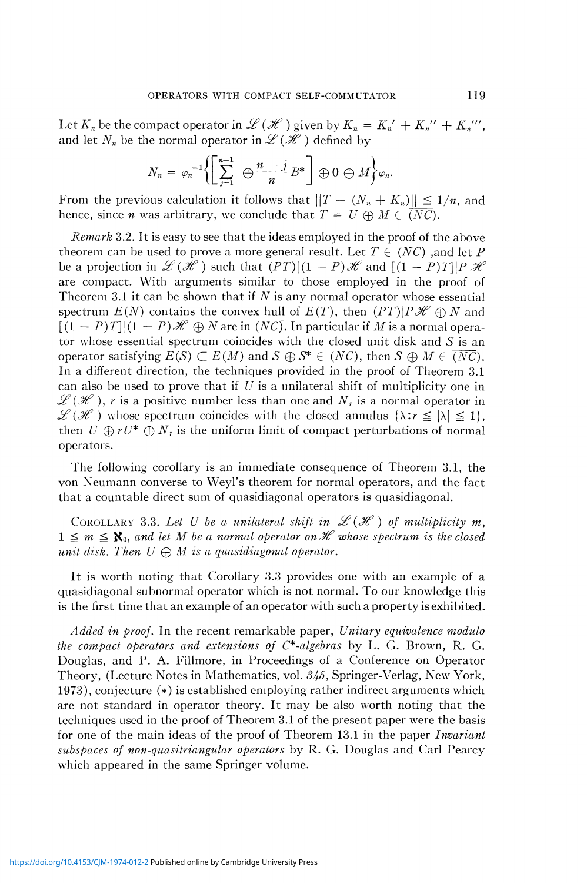Let $K_n$ be the compact operator in $\mathscr{L}(\mathscr{H})$ given by $K_n = K_n' + K_n'' + K_n'''$, and let $N_n$ be the normal operator in $\mathscr{L}(\mathscr{H})$ defined by

$$N_n = \varphi_n^{-1}\left\{\left[\sum_{j=1}^{n-1} \oplus \frac{n-j}{n} B^*\right] \oplus 0 \oplus M\right\}\varphi_n.$$

From the previous calculation it follows that $\|T - (N_n + K_n)\| \leqq 1/n$, and hence, since $n$ was arbitrary, we conclude that $T = U \oplus M \in \overline{(NC)}$.

*Remark* 3.2. It is easy to see that the ideas employed in the proof of the above theorem can be used to prove a more general result. Let $T \in (NC)$ ,and let $P$ be a projection in $\mathscr{L}(\mathscr{H})$ such that $(PT)|(1-P)\mathscr{H}$ and $[(1-P)T]|P\mathscr{H}$ are compact. With arguments similar to those employed in the proof of Theorem 3.1 it can be shown that if $N$ is any normal operator whose essential spectrum $E(N)$ contains the convex hull of $E(T)$, then $(PT)|P\mathscr{H} \oplus N$ and $[(1-P)T]|(1-P)\mathscr{H} \oplus N$ are in $\overline{(NC)}$. In particular if $M$ is a normal operator whose essential spectrum coincides with the closed unit disk and $S$ is an operator satisfying $E(S) \subset E(M)$ and $S \oplus S^* \in (NC)$, then $S \oplus M \in \overline{(NC)}$. In a different direction, the techniques provided in the proof of Theorem 3.1 can also be used to prove that if $U$ is a unilateral shift of multiplicity one in $\mathscr{L}(\mathscr{H})$, $r$ is a positive number less than one and $N_r$ is a normal operator in $\mathscr{L}(\mathscr{H})$ whose spectrum coincides with the closed annulus $\{\lambda : r \leqq |\lambda| \leqq 1\}$, then $U \oplus rU^* \oplus N_r$ is the uniform limit of compact perturbations of normal operators.

The following corollary is an immediate consequence of Theorem 3.1, the von Neumann converse to Weyl's theorem for normal operators, and the fact that a countable direct sum of quasidiagonal operators is quasidiagonal.

COROLLARY 3.3. *Let $U$ be a unilateral shift in $\mathscr{L}(\mathscr{H})$ of multiplicity $m$, $1 \leqq m \leqq \aleph_0$, and let $M$ be a normal operator on $\mathscr{H}$ whose spectrum is the closed unit disk. Then $U \oplus M$ is a quasidiagonal operator.*

It is worth noting that Corollary 3.3 provides one with an example of a quasidiagonal subnormal operator which is not normal. To our knowledge this is the first time that an example of an operator with such a property is exhibited.

*Added in proof.* In the recent remarkable paper, *Unitary equivalence modulo the compact operators and extensions of C\*-algebras* by L. G. Brown, R. G. Douglas, and P. A. Fillmore, in Proceedings of a Conference on Operator Theory, (Lecture Notes in Mathematics, vol. *345*, Springer-Verlag, New York, 1973), conjecture (\*) is established employing rather indirect arguments which are not standard in operator theory. It may be also worth noting that the techniques used in the proof of Theorem 3.1 of the present paper were the basis for one of the main ideas of the proof of Theorem 13.1 in the paper *Invariant subspaces of non-quasitriangular operators* by R. G. Douglas and Carl Pearcy which appeared in the same Springer volume.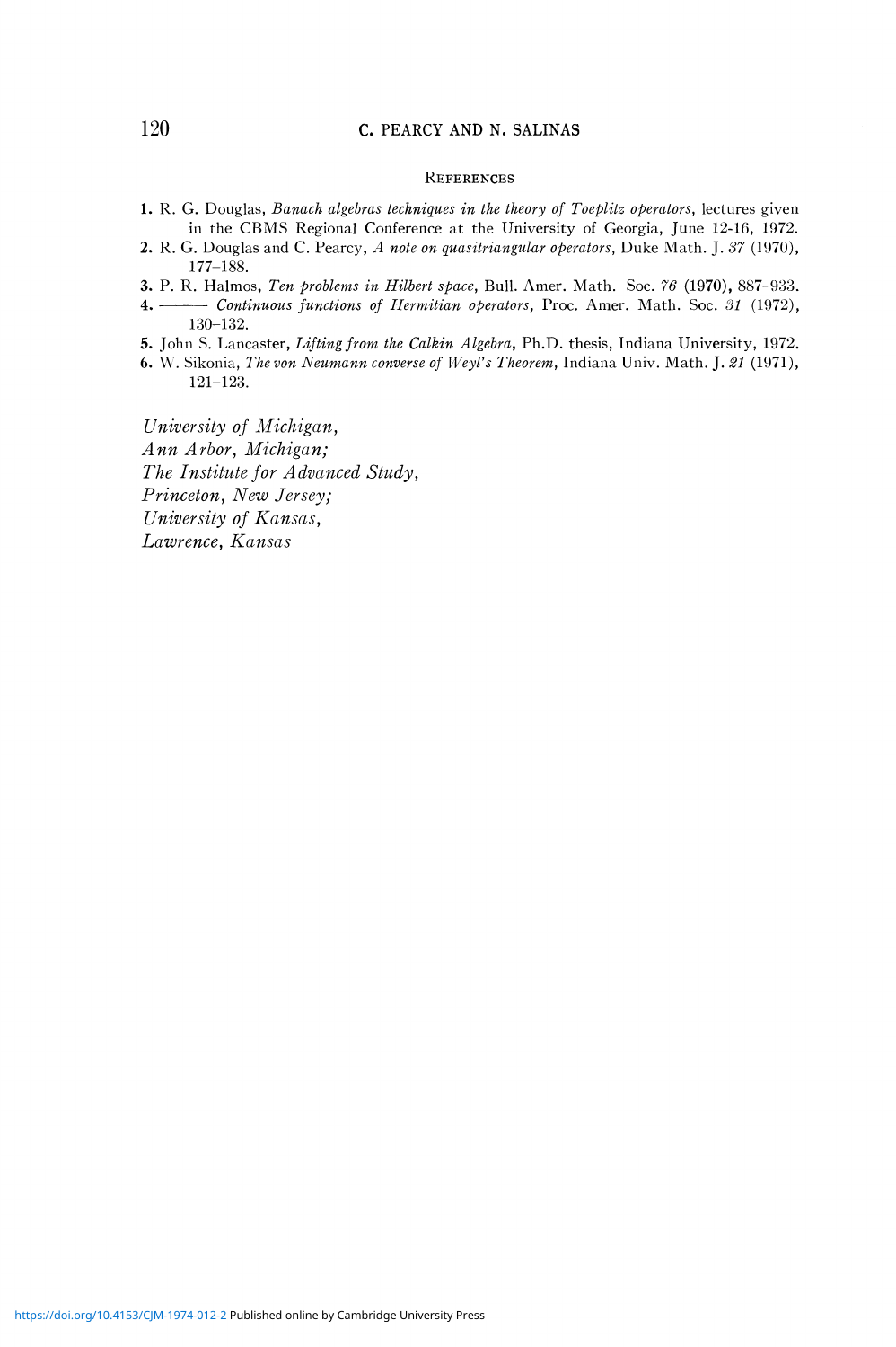## References

1. R. G. Douglas, *Banach algebras techniques in the theory of Toeplitz operators*, lectures given in the CBMS Regional Conference at the University of Georgia, June 12-16, 1972.
2. R. G. Douglas and C. Pearcy, *A note on quasitriangular operators*, Duke Math. J. *37* (1970), 177–188.
3. P. R. Halmos, *Ten problems in Hilbert space*, Bull. Amer. Math. Soc. *76* (1970), 887–933.
4. ——— *Continuous functions of Hermitian operators*, Proc. Amer. Math. Soc. *31* (1972), 130–132.
5. John S. Lancaster, *Lifting from the Calkin Algebra*, Ph.D. thesis, Indiana University, 1972.
6. W. Sikonia, *The von Neumann converse of Weyl's Theorem*, Indiana Univ. Math. J. *21* (1971), 121–123.

*University of Michigan,*
*Ann Arbor, Michigan;*
*The Institute for Advanced Study,*
*Princeton, New Jersey;*
*University of Kansas,*
*Lawrence, Kansas*